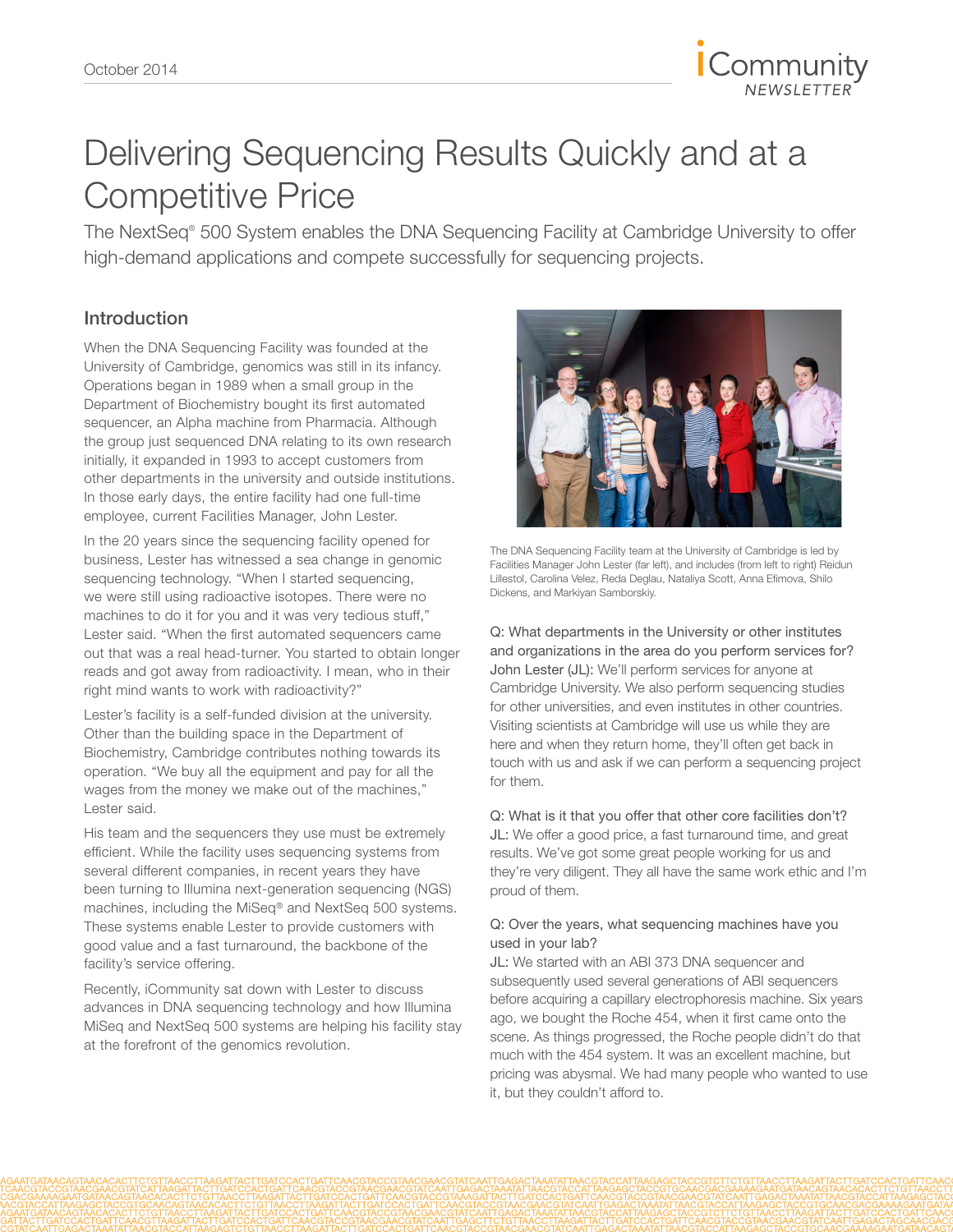# Delivering Sequencing Results Quickly and at a Competitive Price

The NextSeq® 500 System enables the DNA Sequencing Facility at Cambridge University to offer high-demand applications and compete successfully for sequencing projects.

## Introduction

When the DNA Sequencing Facility was founded at the University of Cambridge, genomics was still in its infancy. Operations began in 1989 when a small group in the Department of Biochemistry bought its first automated sequencer, an Alpha machine from Pharmacia. Although the group just sequenced DNA relating to its own research initially, it expanded in 1993 to accept customers from other departments in the university and outside institutions. In those early days, the entire facility had one full-time employee, current Facilities Manager, John Lester.

In the 20 years since the sequencing facility opened for business, Lester has witnessed a sea change in genomic sequencing technology. "When I started sequencing, we were still using radioactive isotopes. There were no machines to do it for you and it was very tedious stuff," Lester said. "When the first automated sequencers came out that was a real head-turner. You started to obtain longer reads and got away from radioactivity. I mean, who in their right mind wants to work with radioactivity?"

Lester's facility is a self-funded division at the university. Other than the building space in the Department of Biochemistry, Cambridge contributes nothing towards its operation. "We buy all the equipment and pay for all the wages from the money we make out of the machines," Lester said.

His team and the sequencers they use must be extremely efficient. While the facility uses sequencing systems from several different companies, in recent years they have been turning to Illumina next-generation sequencing (NGS) machines, including the MiSeq® and NextSeq 500 systems. These systems enable Lester to provide customers with good value and a fast turnaround, the backbone of the facility's service offering.

Recently, iCommunity sat down with Lester to discuss advances in DNA sequencing technology and how Illumina MiSeq and NextSeq 500 systems are helping his facility stay at the forefront of the genomics revolution.

The DNA Sequencing Facility team at the University of Cambridge is led by Facilities Manager John Lester (far left), and includes (from left to right) Reidun Lillestol, Carolina Velez, Reda Deglau, Nataliya Scott, Anna Efimova, Shilo Dickens, and Markiyan Samborskiy.

**Q: What departments in the University or other institutes and organizations in the area do you perform services for?**

John Lester (JL): We'll perform services for anyone at Cambridge University. We also perform sequencing studies for other universities, and even institutes in other countries. Visiting scientists at Cambridge will use us while they are here and when they return home, they'll often get back in touch with us and ask if we can perform a sequencing project for them.

**Q: What is it that you offer that other core facilities don't?**

JL: We offer a good price, a fast turnaround time, and great results. We've got some great people working for us and they're very diligent. They all have the same work ethic and I'm proud of them.

**Q: Over the years, what sequencing machines have you used in your lab?**

JL: We started with an ABI 373 DNA sequencer and subsequently used several generations of ABI sequencers before acquiring a capillary electrophoresis machine. Six years ago, we bought the Roche 454, when it first came onto the scene. As things progressed, the Roche people didn't do that much with the 454 system. It was an excellent machine, but pricing was abysmal. We had many people who wanted to use it, but they couldn't afford to.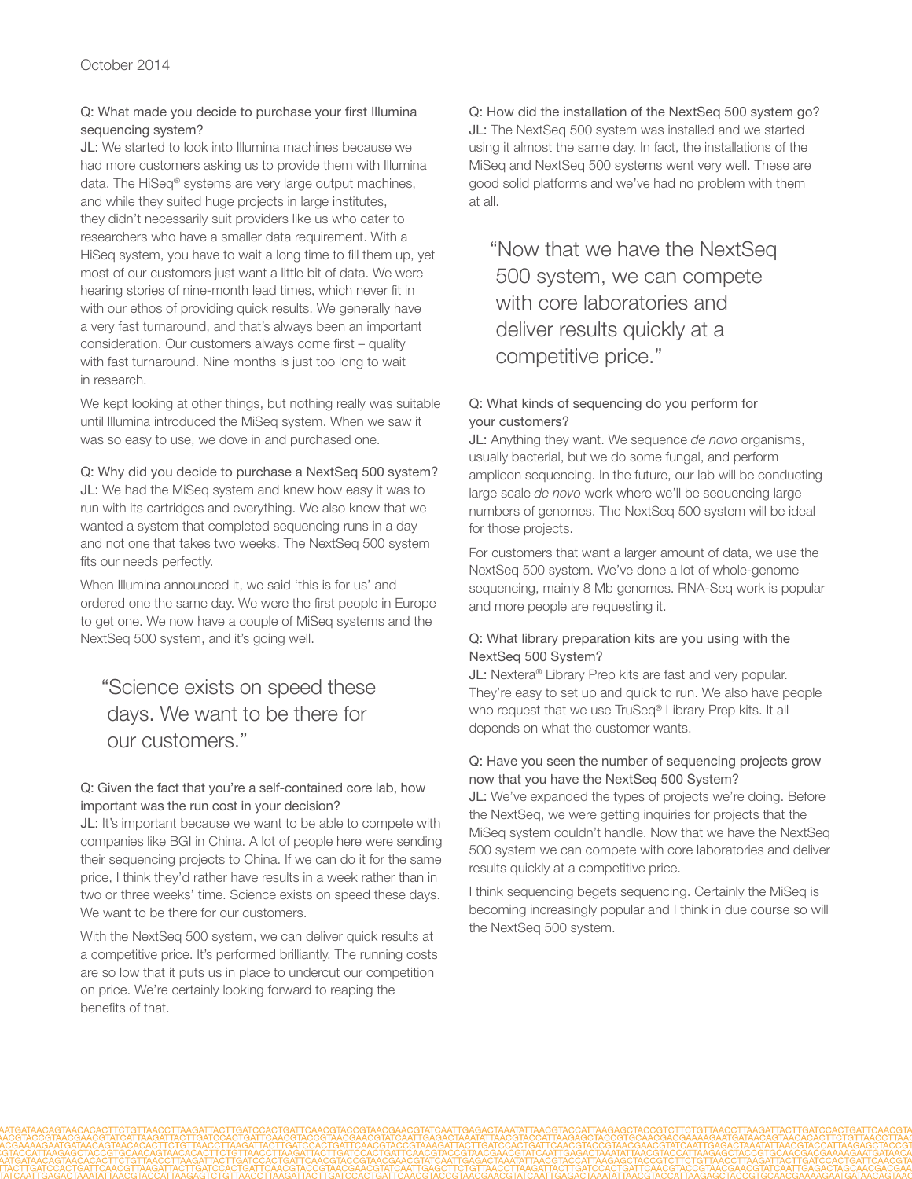**Q: What made you decide to purchase your first Illumina sequencing system?**

JL: We started to look into Illumina machines because we had more customers asking us to provide them with Illumina data. The HiSeq® systems are very large output machines, and while they suited huge projects in large institutes, they didn't necessarily suit providers like us who cater to researchers who have a smaller data requirement. With a HiSeq system, you have to wait a long time to fill them up, yet most of our customers just want a little bit of data. We were hearing stories of nine-month lead times, which never fit in with our ethos of providing quick results. We generally have a very fast turnaround, and that's always been an important consideration. Our customers always come first – quality with fast turnaround. Nine months is just too long to wait in research.

We kept looking at other things, but nothing really was suitable until Illumina introduced the MiSeq system. When we saw it was so easy to use, we dove in and purchased one.

**Q: Why did you decide to purchase a NextSeq 500 system?**

JL: We had the MiSeq system and knew how easy it was to run with its cartridges and everything. We also knew that we wanted a system that completed sequencing runs in a day and not one that takes two weeks. The NextSeq 500 system fits our needs perfectly.

When Illumina announced it, we said 'this is for us' and ordered one the same day. We were the first people in Europe to get one. We now have a couple of MiSeq systems and the NextSeq 500 system, and it's going well.

> "Science exists on speed these days. We want to be there for our customers."

**Q: Given the fact that you're a self-contained core lab, how important was the run cost in your decision?**

JL: It's important because we want to be able to compete with companies like BGI in China. A lot of people here were sending their sequencing projects to China. If we can do it for the same price, I think they'd rather have results in a week rather than in two or three weeks' time. Science exists on speed these days. We want to be there for our customers.

With the NextSeq 500 system, we can deliver quick results at a competitive price. It's performed brilliantly. The running costs are so low that it puts us in place to undercut our competition on price. We're certainly looking forward to reaping the benefits of that.

**Q: How did the installation of the NextSeq 500 system go?**

JL: The NextSeq 500 system was installed and we started using it almost the same day. In fact, the installations of the MiSeq and NextSeq 500 systems went very well. These are good solid platforms and we've had no problem with them at all.

> "Now that we have the NextSeq 500 system, we can compete with core laboratories and deliver results quickly at a competitive price."

**Q: What kinds of sequencing do you perform for your customers?**

JL: Anything they want. We sequence *de novo* organisms, usually bacterial, but we do some fungal, and perform amplicon sequencing. In the future, our lab will be conducting large scale *de novo* work where we'll be sequencing large numbers of genomes. The NextSeq 500 system will be ideal for those projects.

For customers that want a larger amount of data, we use the NextSeq 500 system. We've done a lot of whole-genome sequencing, mainly 8 Mb genomes. RNA-Seq work is popular and more people are requesting it.

**Q: What library preparation kits are you using with the NextSeq 500 System?**

JL: Nextera® Library Prep kits are fast and very popular. They're easy to set up and quick to run. We also have people who request that we use TruSeq® Library Prep kits. It all depends on what the customer wants.

**Q: Have you seen the number of sequencing projects grow now that you have the NextSeq 500 System?**

JL: We've expanded the types of projects we're doing. Before the NextSeq, we were getting inquiries for projects that the MiSeq system couldn't handle. Now that we have the NextSeq 500 system we can compete with core laboratories and deliver results quickly at a competitive price.

I think sequencing begets sequencing. Certainly the MiSeq is becoming increasingly popular and I think in due course so will the NextSeq 500 system.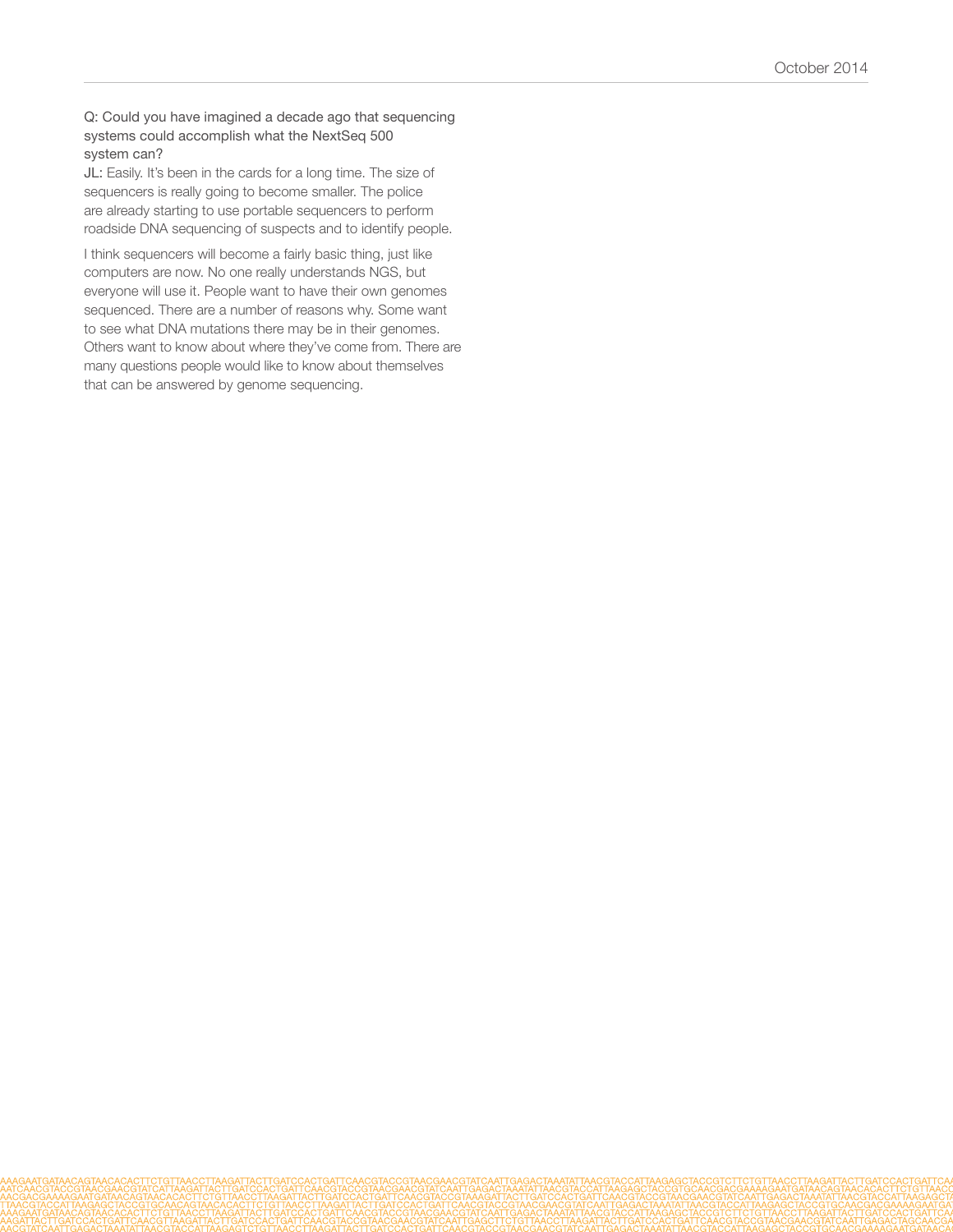Q: Could you have imagined a decade ago that sequencing systems could accomplish what the NextSeq 500 system can?

JL: Easily. It's been in the cards for a long time. The size of sequencers is really going to become smaller. The police are already starting to use portable sequencers to perform roadside DNA sequencing of suspects and to identify people.

I think sequencers will become a fairly basic thing, just like computers are now. No one really understands NGS, but everyone will use it. People want to have their own genomes sequenced. There are a number of reasons why. Some want to see what DNA mutations there may be in their genomes. Others want to know about where they've come from. There are many questions people would like to know about themselves that can be answered by genome sequencing.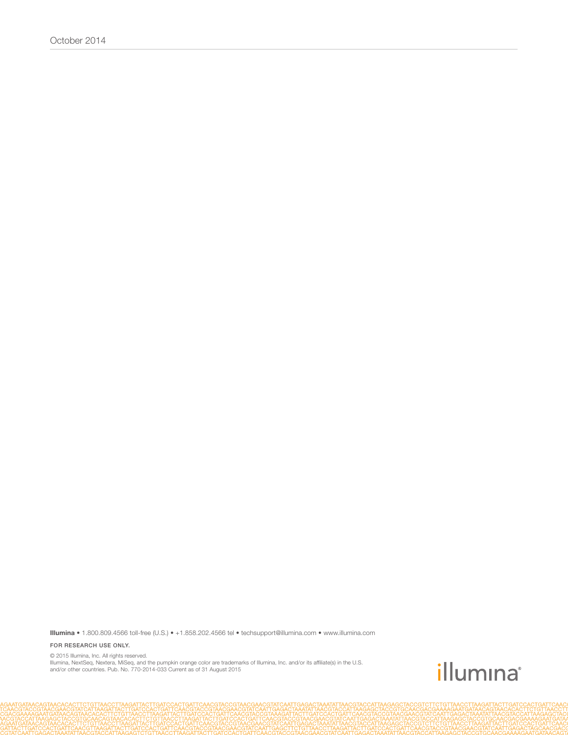October 2014

**Illumina** • 1.800.809.4566 toll-free (U.S.) • +1.858.202.4566 tel • techsupport@illumina.com • www.illumina.com

FOR RESEARCH USE ONLY.

© 2015 Illumina, Inc. All rights reserved.
Illumina, NextSeq, Nextera, MiSeq, and the pumpkin orange color are trademarks of Illumina, Inc. and/or its affiliate(s) in the U.S. and/or other countries. Pub. No. 770-2014-033 Current as of 31 August 2015

illumina®